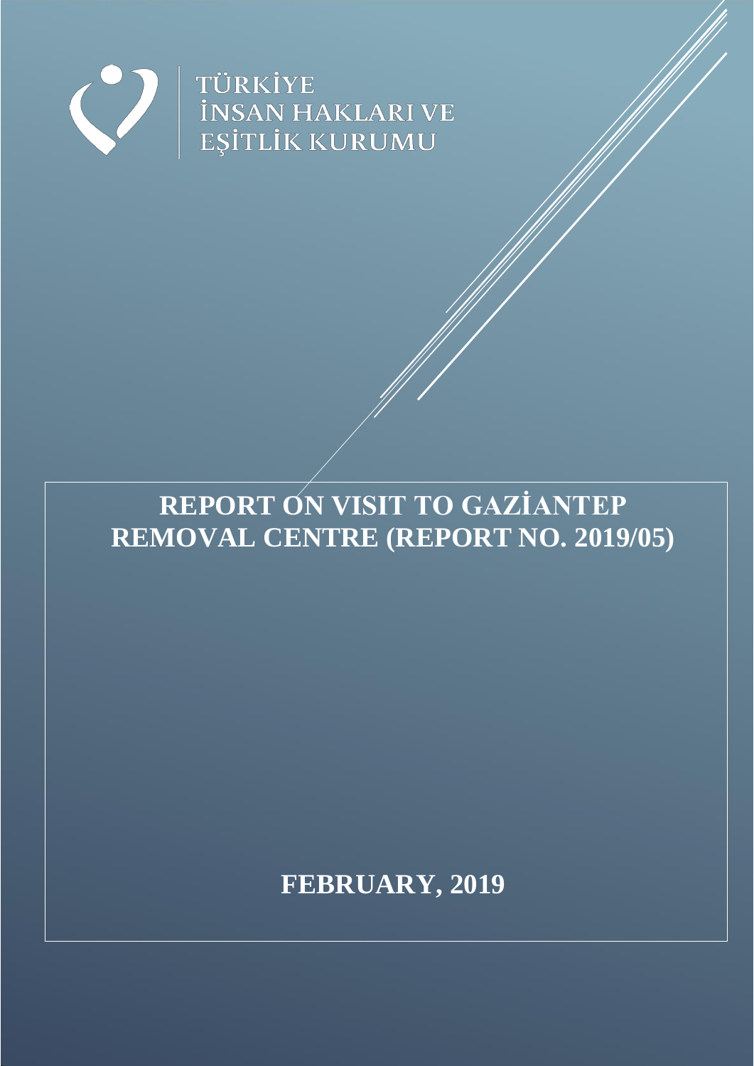TÜRKİYE
İNSAN HAKLARI VE
EŞİTLİK KURUMU

# REPORT ON VISIT TO GAZİANTEP REMOVAL CENTRE (REPORT NO. 2019/05)

**FEBRUARY, 2019**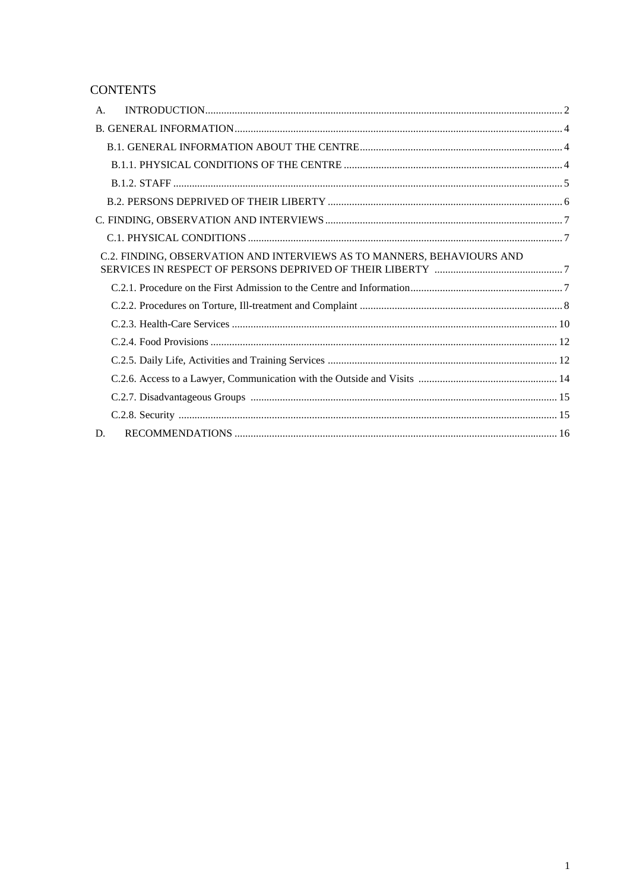# CONTENTS

A. INTRODUCTION ..... 2

B. GENERAL INFORMATION ..... 4

- B.1. GENERAL INFORMATION ABOUT THE CENTRE ..... 4
  - B.1.1. PHYSICAL CONDITIONS OF THE CENTRE ..... 4
  - B.1.2. STAFF ..... 5
- B.2. PERSONS DEPRIVED OF THEIR LIBERTY ..... 6

C. FINDING, OBSERVATION AND INTERVIEWS ..... 7

- C.1. PHYSICAL CONDITIONS ..... 7
- C.2. FINDING, OBSERVATION AND INTERVIEWS AS TO MANNERS, BEHAVIOURS AND SERVICES IN RESPECT OF PERSONS DEPRIVED OF THEIR LIBERTY ..... 7
  - C.2.1. Procedure on the First Admission to the Centre and Information ..... 7
  - C.2.2. Procedures on Torture, Ill-treatment and Complaint ..... 8
  - C.2.3. Health-Care Services ..... 10
  - C.2.4. Food Provisions ..... 12
  - C.2.5. Daily Life, Activities and Training Services ..... 12
  - C.2.6. Access to a Lawyer, Communication with the Outside and Visits ..... 14
  - C.2.7. Disadvantageous Groups ..... 15
  - C.2.8. Security ..... 15

D. RECOMMENDATIONS ..... 16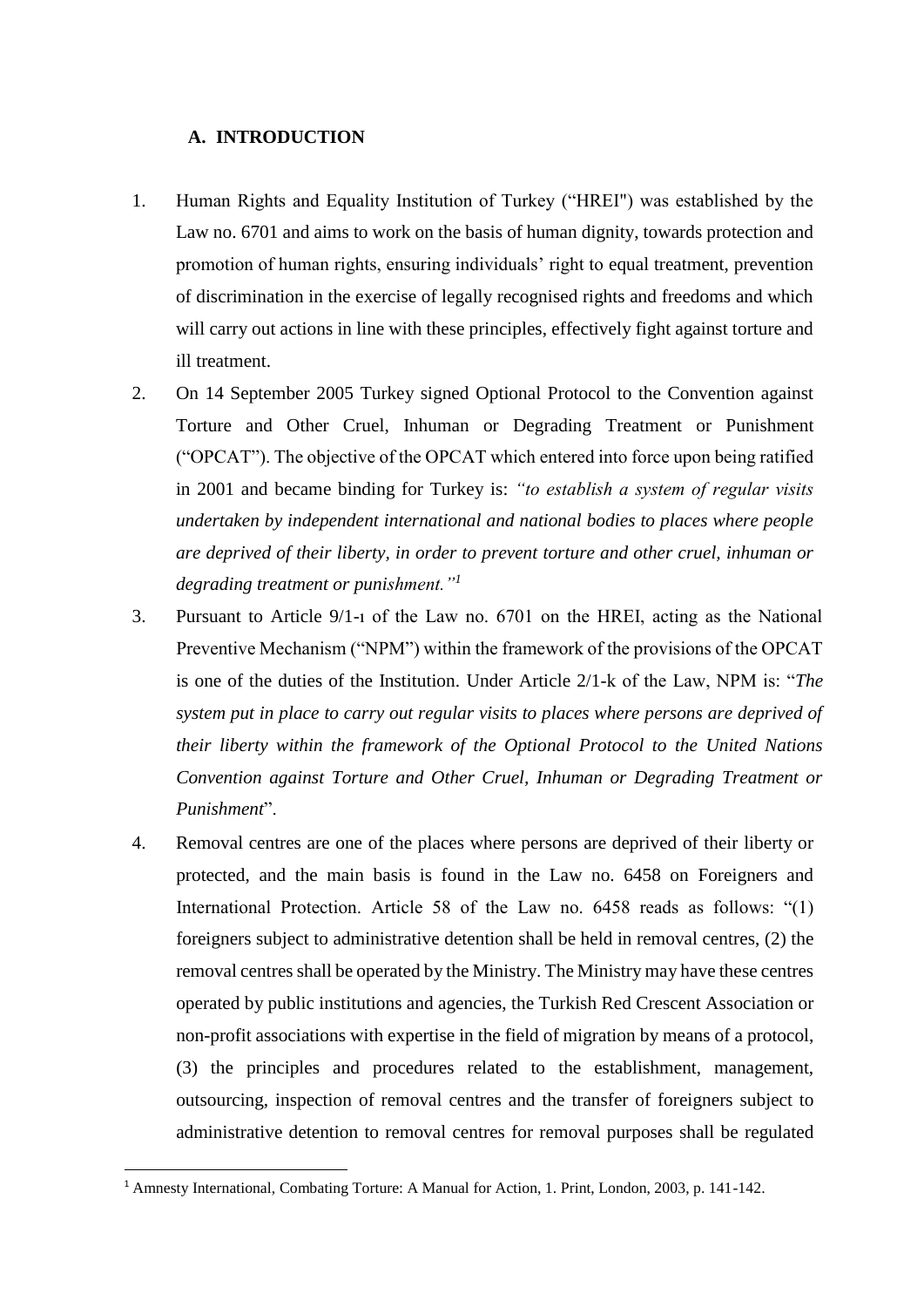## A. INTRODUCTION

1. Human Rights and Equality Institution of Turkey ("HREI") was established by the Law no. 6701 and aims to work on the basis of human dignity, towards protection and promotion of human rights, ensuring individuals' right to equal treatment, prevention of discrimination in the exercise of legally recognised rights and freedoms and which will carry out actions in line with these principles, effectively fight against torture and ill treatment.
2. On 14 September 2005 Turkey signed Optional Protocol to the Convention against Torture and Other Cruel, Inhuman or Degrading Treatment or Punishment ("OPCAT"). The objective of the OPCAT which entered into force upon being ratified in 2001 and became binding for Turkey is: *"to establish a system of regular visits undertaken by independent international and national bodies to places where people are deprived of their liberty, in order to prevent torture and other cruel, inhuman or degrading treatment or punishment."*[1]
3. Pursuant to Article 9/1-ı of the Law no. 6701 on the HREI, acting as the National Preventive Mechanism ("NPM") within the framework of the provisions of the OPCAT is one of the duties of the Institution. Under Article 2/1-k of the Law, NPM is: "*The system put in place to carry out regular visits to places where persons are deprived of their liberty within the framework of the Optional Protocol to the United Nations Convention against Torture and Other Cruel, Inhuman or Degrading Treatment or Punishment*".
4. Removal centres are one of the places where persons are deprived of their liberty or protected, and the main basis is found in the Law no. 6458 on Foreigners and International Protection. Article 58 of the Law no. 6458 reads as follows: "(1) foreigners subject to administrative detention shall be held in removal centres, (2) the removal centres shall be operated by the Ministry. The Ministry may have these centres operated by public institutions and agencies, the Turkish Red Crescent Association or non-profit associations with expertise in the field of migration by means of a protocol, (3) the principles and procedures related to the establishment, management, outsourcing, inspection of removal centres and the transfer of foreigners subject to administrative detention to removal centres for removal purposes shall be regulated

[1] Amnesty International, Combating Torture: A Manual for Action, 1. Print, London, 2003, p. 141-142.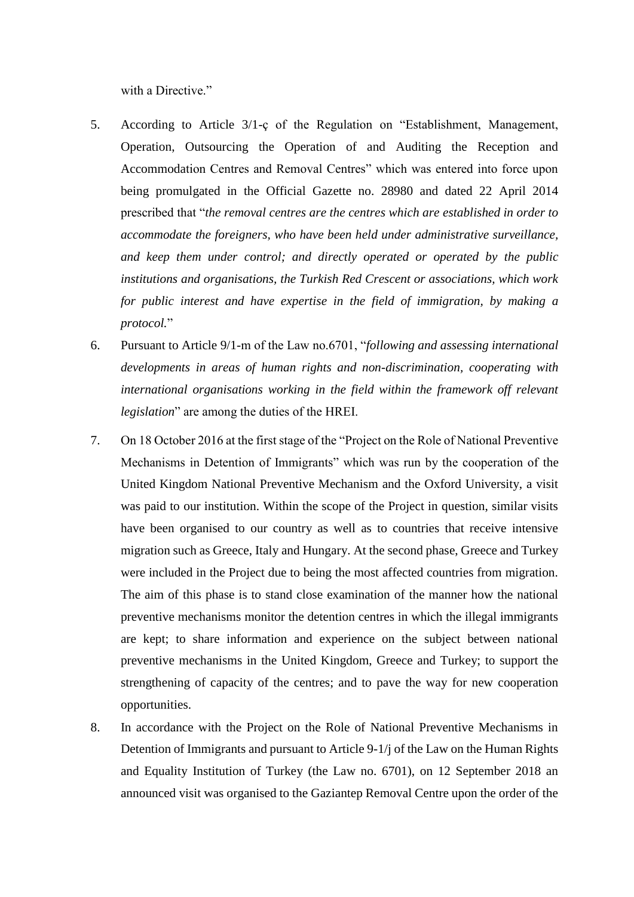with a Directive."

5. According to Article 3/1-ç of the Regulation on "Establishment, Management, Operation, Outsourcing the Operation of and Auditing the Reception and Accommodation Centres and Removal Centres" which was entered into force upon being promulgated in the Official Gazette no. 28980 and dated 22 April 2014 prescribed that "*the removal centres are the centres which are established in order to accommodate the foreigners, who have been held under administrative surveillance, and keep them under control; and directly operated or operated by the public institutions and organisations, the Turkish Red Crescent or associations, which work for public interest and have expertise in the field of immigration, by making a protocol.*"

6. Pursuant to Article 9/1-m of the Law no.6701, "*following and assessing international developments in areas of human rights and non-discrimination, cooperating with international organisations working in the field within the framework off relevant legislation*" are among the duties of the HREI.

7. On 18 October 2016 at the first stage of the "Project on the Role of National Preventive Mechanisms in Detention of Immigrants" which was run by the cooperation of the United Kingdom National Preventive Mechanism and the Oxford University, a visit was paid to our institution. Within the scope of the Project in question, similar visits have been organised to our country as well as to countries that receive intensive migration such as Greece, Italy and Hungary. At the second phase, Greece and Turkey were included in the Project due to being the most affected countries from migration. The aim of this phase is to stand close examination of the manner how the national preventive mechanisms monitor the detention centres in which the illegal immigrants are kept; to share information and experience on the subject between national preventive mechanisms in the United Kingdom, Greece and Turkey; to support the strengthening of capacity of the centres; and to pave the way for new cooperation opportunities.

8. In accordance with the Project on the Role of National Preventive Mechanisms in Detention of Immigrants and pursuant to Article 9-1/j of the Law on the Human Rights and Equality Institution of Turkey (the Law no. 6701), on 12 September 2018 an announced visit was organised to the Gaziantep Removal Centre upon the order of the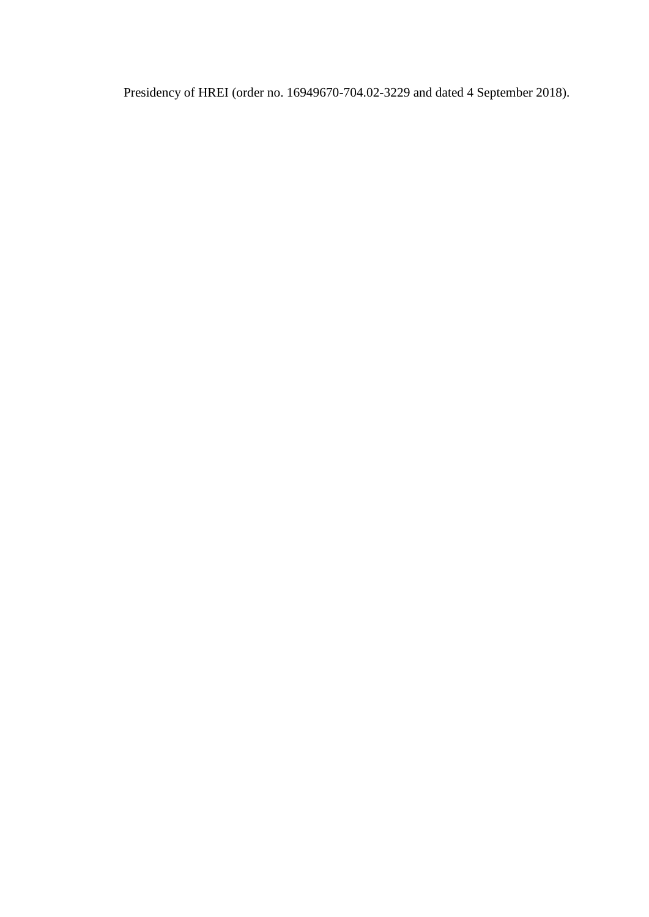Presidency of HREI (order no. 16949670-704.02-3229 and dated 4 September 2018).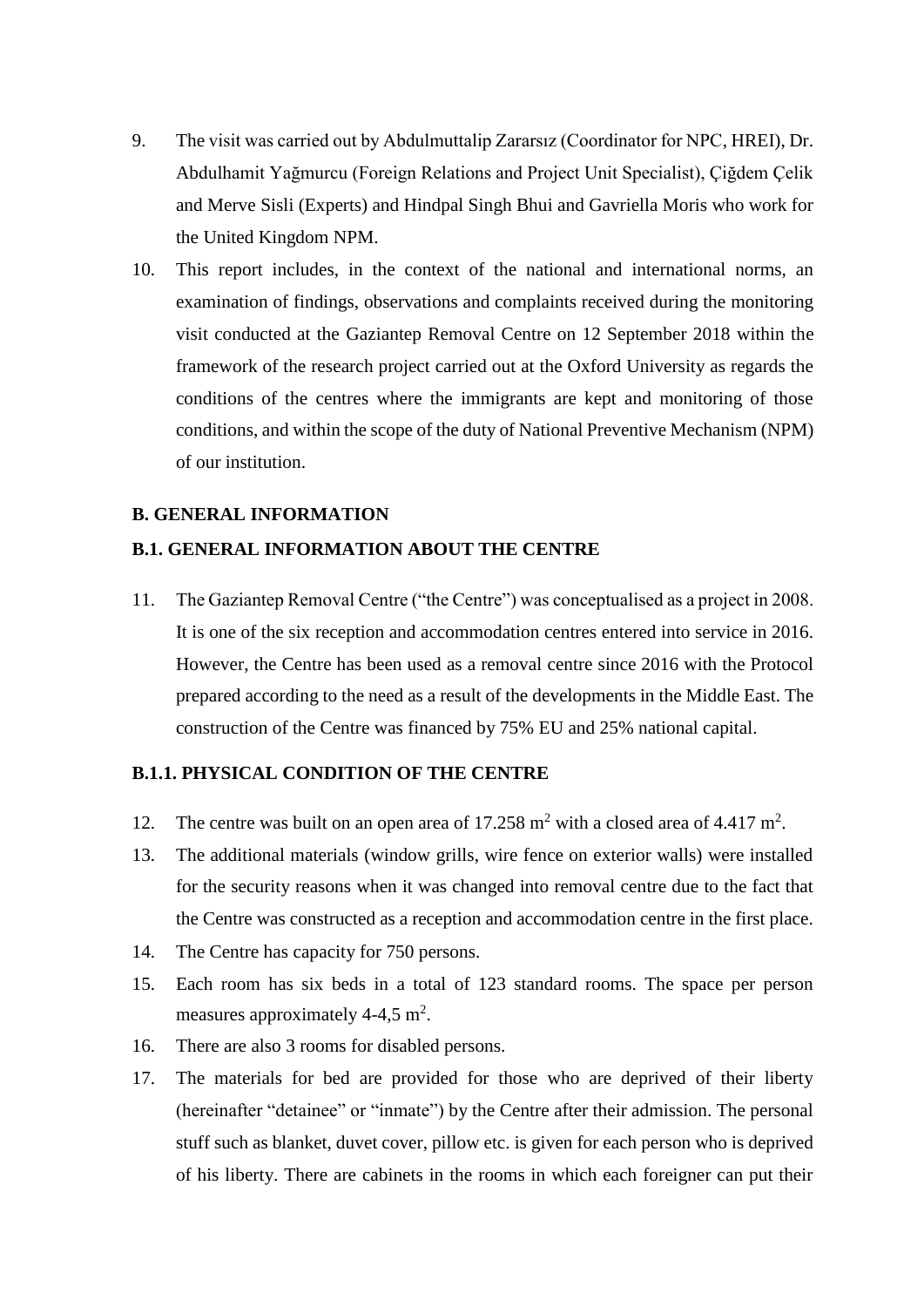9. The visit was carried out by Abdulmuttalip Zararsız (Coordinator for NPC, HREI), Dr. Abdulhamit Yağmurcu (Foreign Relations and Project Unit Specialist), Çiğdem Çelik and Merve Sisli (Experts) and Hindpal Singh Bhui and Gavriella Moris who work for the United Kingdom NPM.
10. This report includes, in the context of the national and international norms, an examination of findings, observations and complaints received during the monitoring visit conducted at the Gaziantep Removal Centre on 12 September 2018 within the framework of the research project carried out at the Oxford University as regards the conditions of the centres where the immigrants are kept and monitoring of those conditions, and within the scope of the duty of National Preventive Mechanism (NPM) of our institution.

## B. GENERAL INFORMATION

### B.1. GENERAL INFORMATION ABOUT THE CENTRE

11. The Gaziantep Removal Centre ("the Centre") was conceptualised as a project in 2008. It is one of the six reception and accommodation centres entered into service in 2016. However, the Centre has been used as a removal centre since 2016 with the Protocol prepared according to the need as a result of the developments in the Middle East. The construction of the Centre was financed by 75% EU and 25% national capital.

#### B.1.1. PHYSICAL CONDITION OF THE CENTRE

12. The centre was built on an open area of 17.258 $m^2$ with a closed area of 4.417 $m^2$.
13. The additional materials (window grills, wire fence on exterior walls) were installed for the security reasons when it was changed into removal centre due to the fact that the Centre was constructed as a reception and accommodation centre in the first place.
14. The Centre has capacity for 750 persons.
15. Each room has six beds in a total of 123 standard rooms. The space per person measures approximately 4-4,5 $m^2$.
16. There are also 3 rooms for disabled persons.
17. The materials for bed are provided for those who are deprived of their liberty (hereinafter "detainee" or "inmate") by the Centre after their admission. The personal stuff such as blanket, duvet cover, pillow etc. is given for each person who is deprived of his liberty. There are cabinets in the rooms in which each foreigner can put their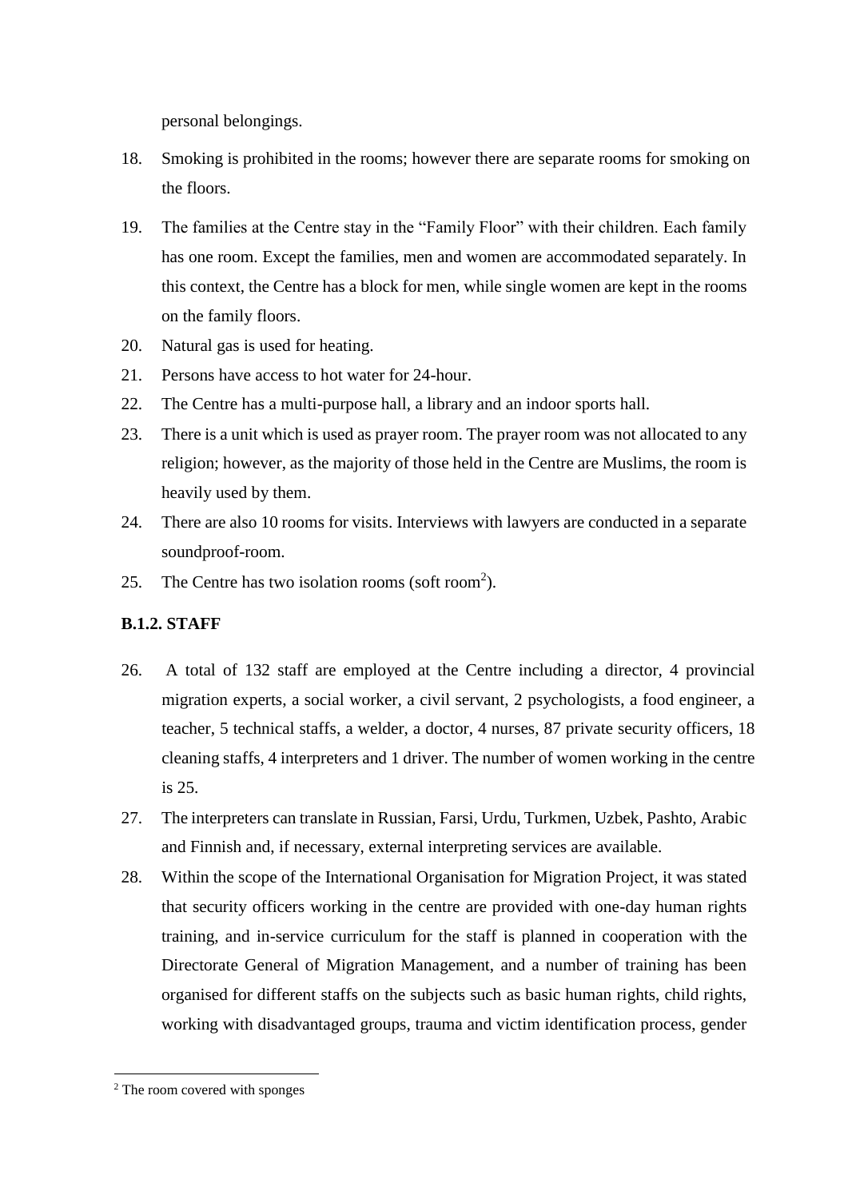personal belongings.

18. Smoking is prohibited in the rooms; however there are separate rooms for smoking on the floors.

19. The families at the Centre stay in the “Family Floor” with their children. Each family has one room. Except the families, men and women are accommodated separately. In this context, the Centre has a block for men, while single women are kept in the rooms on the family floors.

20. Natural gas is used for heating.

21. Persons have access to hot water for 24-hour.

22. The Centre has a multi-purpose hall, a library and an indoor sports hall.

23. There is a unit which is used as prayer room. The prayer room was not allocated to any religion; however, as the majority of those held in the Centre are Muslims, the room is heavily used by them.

24. There are also 10 rooms for visits. Interviews with lawyers are conducted in a separate soundproof-room.

25. The Centre has two isolation rooms (soft room[2]).

### B.1.2. STAFF

26. A total of 132 staff are employed at the Centre including a director, 4 provincial migration experts, a social worker, a civil servant, 2 psychologists, a food engineer, a teacher, 5 technical staffs, a welder, a doctor, 4 nurses, 87 private security officers, 18 cleaning staffs, 4 interpreters and 1 driver. The number of women working in the centre is 25.

27. The interpreters can translate in Russian, Farsi, Urdu, Turkmen, Uzbek, Pashto, Arabic and Finnish and, if necessary, external interpreting services are available.

28. Within the scope of the International Organisation for Migration Project, it was stated that security officers working in the centre are provided with one-day human rights training, and in-service curriculum for the staff is planned in cooperation with the Directorate General of Migration Management, and a number of training has been organised for different staffs on the subjects such as basic human rights, child rights, working with disadvantaged groups, trauma and victim identification process, gender

[2] The room covered with sponges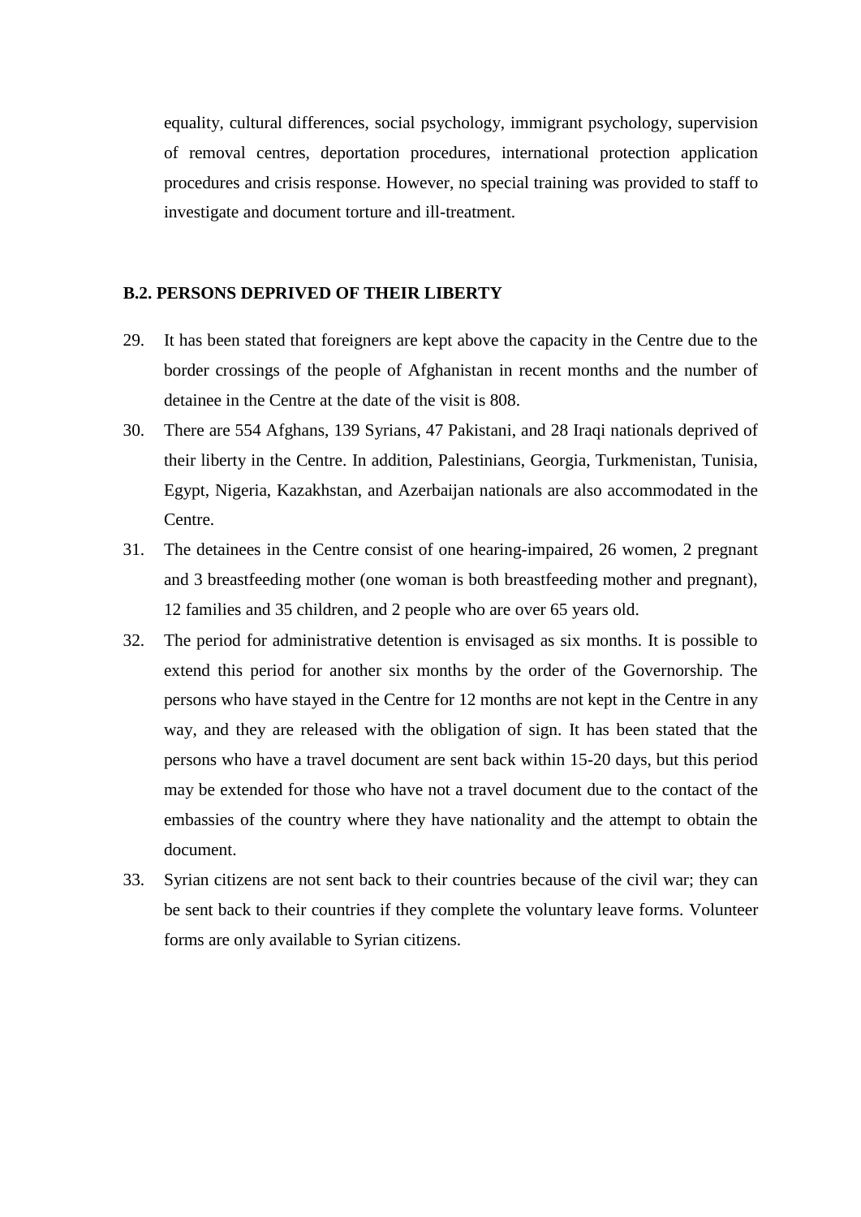equality, cultural differences, social psychology, immigrant psychology, supervision of removal centres, deportation procedures, international protection application procedures and crisis response. However, no special training was provided to staff to investigate and document torture and ill-treatment.

### B.2. PERSONS DEPRIVED OF THEIR LIBERTY

29. It has been stated that foreigners are kept above the capacity in the Centre due to the border crossings of the people of Afghanistan in recent months and the number of detainee in the Centre at the date of the visit is 808.
30. There are 554 Afghans, 139 Syrians, 47 Pakistani, and 28 Iraqi nationals deprived of their liberty in the Centre. In addition, Palestinians, Georgia, Turkmenistan, Tunisia, Egypt, Nigeria, Kazakhstan, and Azerbaijan nationals are also accommodated in the Centre.
31. The detainees in the Centre consist of one hearing-impaired, 26 women, 2 pregnant and 3 breastfeeding mother (one woman is both breastfeeding mother and pregnant), 12 families and 35 children, and 2 people who are over 65 years old.
32. The period for administrative detention is envisaged as six months. It is possible to extend this period for another six months by the order of the Governorship. The persons who have stayed in the Centre for 12 months are not kept in the Centre in any way, and they are released with the obligation of sign. It has been stated that the persons who have a travel document are sent back within 15-20 days, but this period may be extended for those who have not a travel document due to the contact of the embassies of the country where they have nationality and the attempt to obtain the document.
33. Syrian citizens are not sent back to their countries because of the civil war; they can be sent back to their countries if they complete the voluntary leave forms. Volunteer forms are only available to Syrian citizens.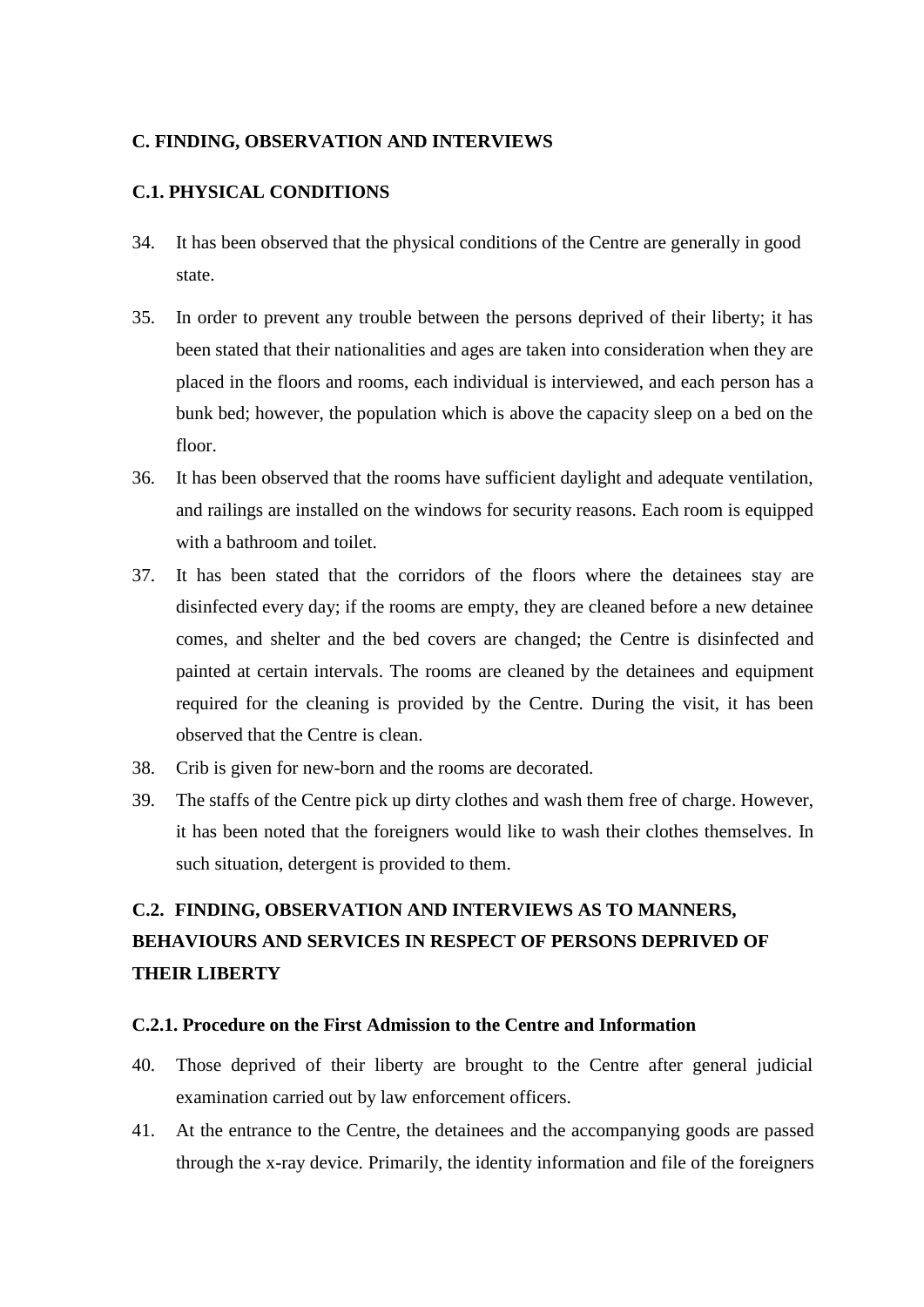## C. FINDING, OBSERVATION AND INTERVIEWS

### C.1. PHYSICAL CONDITIONS

34. It has been observed that the physical conditions of the Centre are generally in good state.

35. In order to prevent any trouble between the persons deprived of their liberty; it has been stated that their nationalities and ages are taken into consideration when they are placed in the floors and rooms, each individual is interviewed, and each person has a bunk bed; however, the population which is above the capacity sleep on a bed on the floor.

36. It has been observed that the rooms have sufficient daylight and adequate ventilation, and railings are installed on the windows for security reasons. Each room is equipped with a bathroom and toilet.

37. It has been stated that the corridors of the floors where the detainees stay are disinfected every day; if the rooms are empty, they are cleaned before a new detainee comes, and shelter and the bed covers are changed; the Centre is disinfected and painted at certain intervals. The rooms are cleaned by the detainees and equipment required for the cleaning is provided by the Centre. During the visit, it has been observed that the Centre is clean.

38. Crib is given for new-born and the rooms are decorated.

39. The staffs of the Centre pick up dirty clothes and wash them free of charge. However, it has been noted that the foreigners would like to wash their clothes themselves. In such situation, detergent is provided to them.

### C.2. FINDING, OBSERVATION AND INTERVIEWS AS TO MANNERS, BEHAVIOURS AND SERVICES IN RESPECT OF PERSONS DEPRIVED OF THEIR LIBERTY

#### C.2.1. Procedure on the First Admission to the Centre and Information

40. Those deprived of their liberty are brought to the Centre after general judicial examination carried out by law enforcement officers.

41. At the entrance to the Centre, the detainees and the accompanying goods are passed through the x-ray device. Primarily, the identity information and file of the foreigners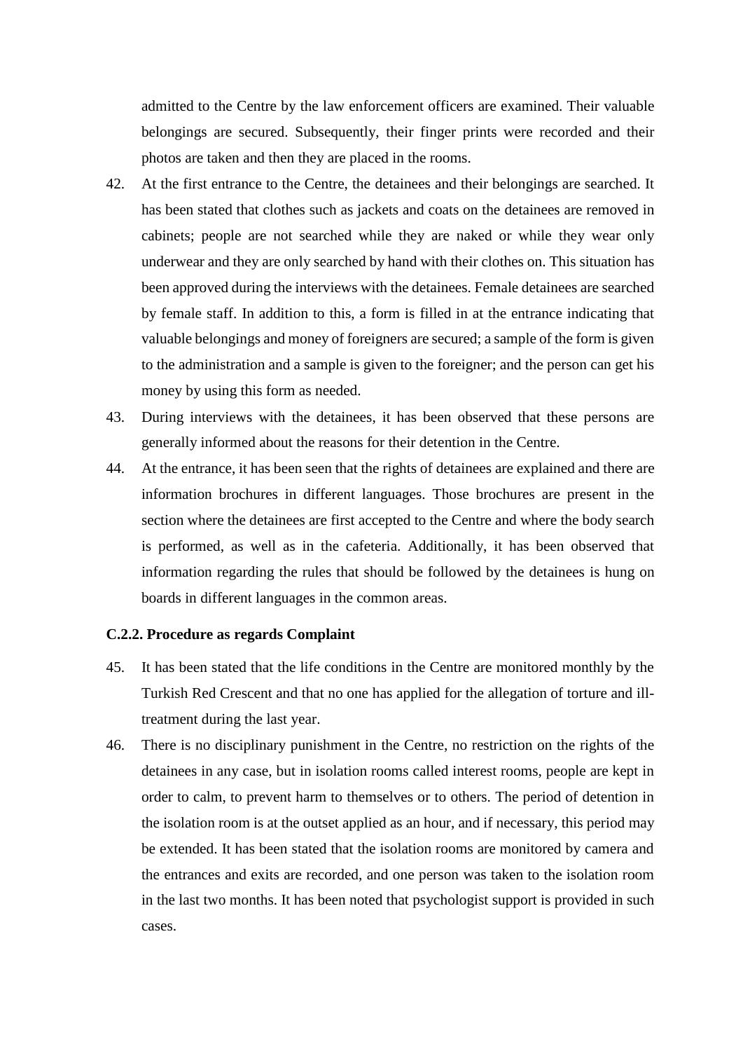admitted to the Centre by the law enforcement officers are examined. Their valuable belongings are secured. Subsequently, their finger prints were recorded and their photos are taken and then they are placed in the rooms.

42. At the first entrance to the Centre, the detainees and their belongings are searched. It has been stated that clothes such as jackets and coats on the detainees are removed in cabinets; people are not searched while they are naked or while they wear only underwear and they are only searched by hand with their clothes on. This situation has been approved during the interviews with the detainees. Female detainees are searched by female staff. In addition to this, a form is filled in at the entrance indicating that valuable belongings and money of foreigners are secured; a sample of the form is given to the administration and a sample is given to the foreigner; and the person can get his money by using this form as needed.

43. During interviews with the detainees, it has been observed that these persons are generally informed about the reasons for their detention in the Centre.

44. At the entrance, it has been seen that the rights of detainees are explained and there are information brochures in different languages. Those brochures are present in the section where the detainees are first accepted to the Centre and where the body search is performed, as well as in the cafeteria. Additionally, it has been observed that information regarding the rules that should be followed by the detainees is hung on boards in different languages in the common areas.

**C.2.2. Procedure as regards Complaint**

45. It has been stated that the life conditions in the Centre are monitored monthly by the Turkish Red Crescent and that no one has applied for the allegation of torture and ill-treatment during the last year.

46. There is no disciplinary punishment in the Centre, no restriction on the rights of the detainees in any case, but in isolation rooms called interest rooms, people are kept in order to calm, to prevent harm to themselves or to others. The period of detention in the isolation room is at the outset applied as an hour, and if necessary, this period may be extended. It has been stated that the isolation rooms are monitored by camera and the entrances and exits are recorded, and one person was taken to the isolation room in the last two months. It has been noted that psychologist support is provided in such cases.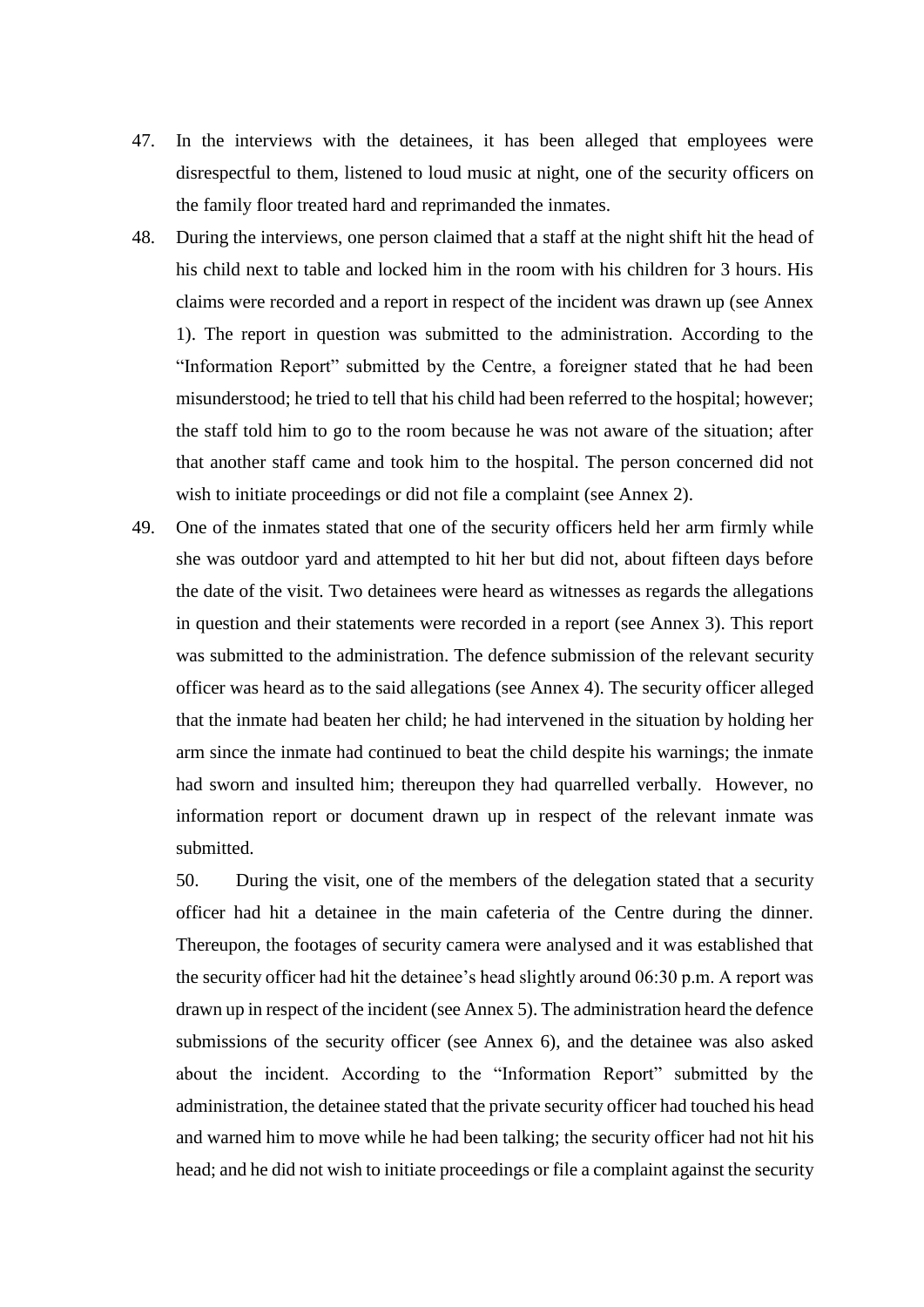47. In the interviews with the detainees, it has been alleged that employees were disrespectful to them, listened to loud music at night, one of the security officers on the family floor treated hard and reprimanded the inmates.

48. During the interviews, one person claimed that a staff at the night shift hit the head of his child next to table and locked him in the room with his children for 3 hours. His claims were recorded and a report in respect of the incident was drawn up (see Annex 1). The report in question was submitted to the administration. According to the "Information Report" submitted by the Centre, a foreigner stated that he had been misunderstood; he tried to tell that his child had been referred to the hospital; however; the staff told him to go to the room because he was not aware of the situation; after that another staff came and took him to the hospital. The person concerned did not wish to initiate proceedings or did not file a complaint (see Annex 2).

49. One of the inmates stated that one of the security officers held her arm firmly while she was outdoor yard and attempted to hit her but did not, about fifteen days before the date of the visit. Two detainees were heard as witnesses as regards the allegations in question and their statements were recorded in a report (see Annex 3). This report was submitted to the administration. The defence submission of the relevant security officer was heard as to the said allegations (see Annex 4). The security officer alleged that the inmate had beaten her child; he had intervened in the situation by holding her arm since the inmate had continued to beat the child despite his warnings; the inmate had sworn and insulted him; thereupon they had quarrelled verbally. However, no information report or document drawn up in respect of the relevant inmate was submitted.

50. During the visit, one of the members of the delegation stated that a security officer had hit a detainee in the main cafeteria of the Centre during the dinner. Thereupon, the footages of security camera were analysed and it was established that the security officer had hit the detainee's head slightly around 06:30 p.m. A report was drawn up in respect of the incident (see Annex 5). The administration heard the defence submissions of the security officer (see Annex 6), and the detainee was also asked about the incident. According to the "Information Report" submitted by the administration, the detainee stated that the private security officer had touched his head and warned him to move while he had been talking; the security officer had not hit his head; and he did not wish to initiate proceedings or file a complaint against the security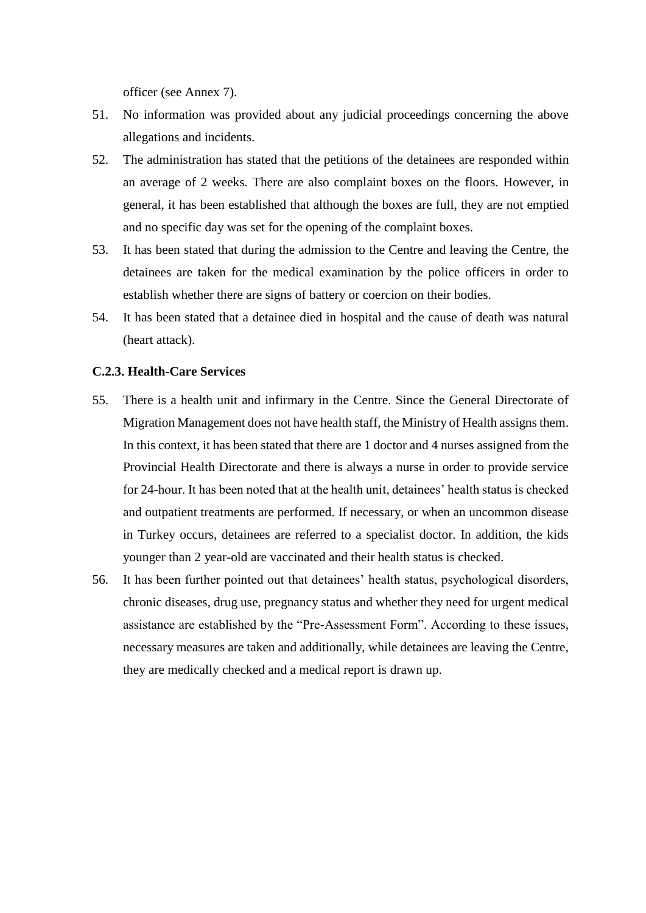officer (see Annex 7).

51. No information was provided about any judicial proceedings concerning the above allegations and incidents.

52. The administration has stated that the petitions of the detainees are responded within an average of 2 weeks. There are also complaint boxes on the floors. However, in general, it has been established that although the boxes are full, they are not emptied and no specific day was set for the opening of the complaint boxes.

53. It has been stated that during the admission to the Centre and leaving the Centre, the detainees are taken for the medical examination by the police officers in order to establish whether there are signs of battery or coercion on their bodies.

54. It has been stated that a detainee died in hospital and the cause of death was natural (heart attack).

### C.2.3. Health-Care Services

55. There is a health unit and infirmary in the Centre. Since the General Directorate of Migration Management does not have health staff, the Ministry of Health assigns them. In this context, it has been stated that there are 1 doctor and 4 nurses assigned from the Provincial Health Directorate and there is always a nurse in order to provide service for 24-hour. It has been noted that at the health unit, detainees' health status is checked and outpatient treatments are performed. If necessary, or when an uncommon disease in Turkey occurs, detainees are referred to a specialist doctor. In addition, the kids younger than 2 year-old are vaccinated and their health status is checked.

56. It has been further pointed out that detainees' health status, psychological disorders, chronic diseases, drug use, pregnancy status and whether they need for urgent medical assistance are established by the "Pre-Assessment Form". According to these issues, necessary measures are taken and additionally, while detainees are leaving the Centre, they are medically checked and a medical report is drawn up.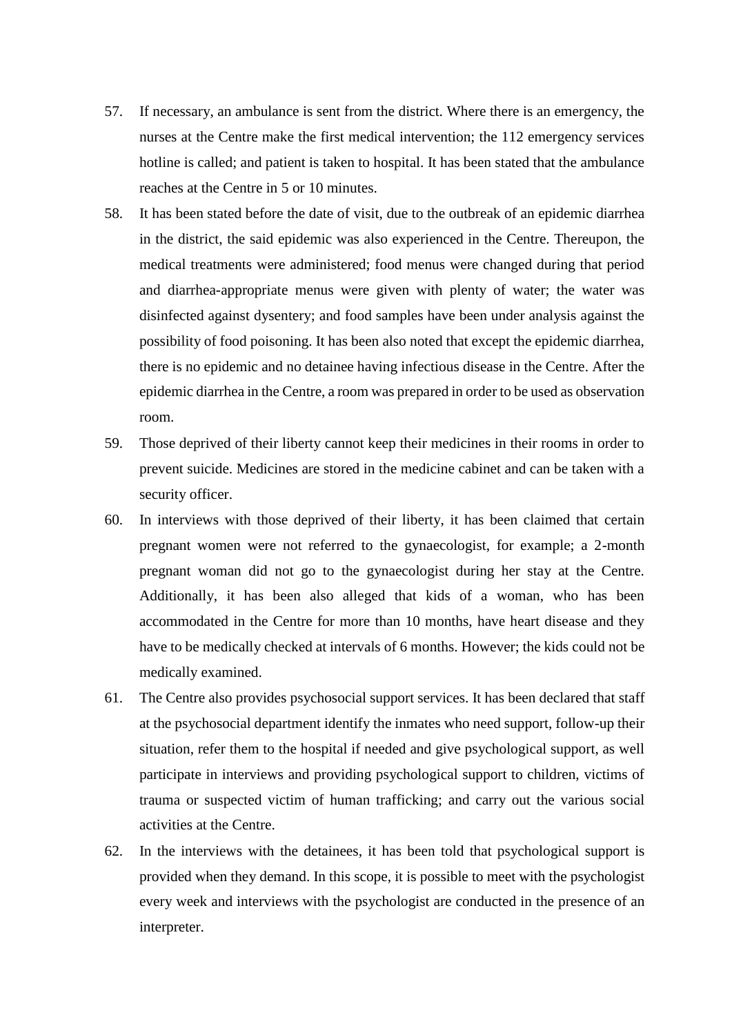57. If necessary, an ambulance is sent from the district. Where there is an emergency, the nurses at the Centre make the first medical intervention; the 112 emergency services hotline is called; and patient is taken to hospital. It has been stated that the ambulance reaches at the Centre in 5 or 10 minutes.
58. It has been stated before the date of visit, due to the outbreak of an epidemic diarrhea in the district, the said epidemic was also experienced in the Centre. Thereupon, the medical treatments were administered; food menus were changed during that period and diarrhea-appropriate menus were given with plenty of water; the water was disinfected against dysentery; and food samples have been under analysis against the possibility of food poisoning. It has been also noted that except the epidemic diarrhea, there is no epidemic and no detainee having infectious disease in the Centre. After the epidemic diarrhea in the Centre, a room was prepared in order to be used as observation room.
59. Those deprived of their liberty cannot keep their medicines in their rooms in order to prevent suicide. Medicines are stored in the medicine cabinet and can be taken with a security officer.
60. In interviews with those deprived of their liberty, it has been claimed that certain pregnant women were not referred to the gynaecologist, for example; a 2-month pregnant woman did not go to the gynaecologist during her stay at the Centre. Additionally, it has been also alleged that kids of a woman, who has been accommodated in the Centre for more than 10 months, have heart disease and they have to be medically checked at intervals of 6 months. However; the kids could not be medically examined.
61. The Centre also provides psychosocial support services. It has been declared that staff at the psychosocial department identify the inmates who need support, follow-up their situation, refer them to the hospital if needed and give psychological support, as well participate in interviews and providing psychological support to children, victims of trauma or suspected victim of human trafficking; and carry out the various social activities at the Centre.
62. In the interviews with the detainees, it has been told that psychological support is provided when they demand. In this scope, it is possible to meet with the psychologist every week and interviews with the psychologist are conducted in the presence of an interpreter.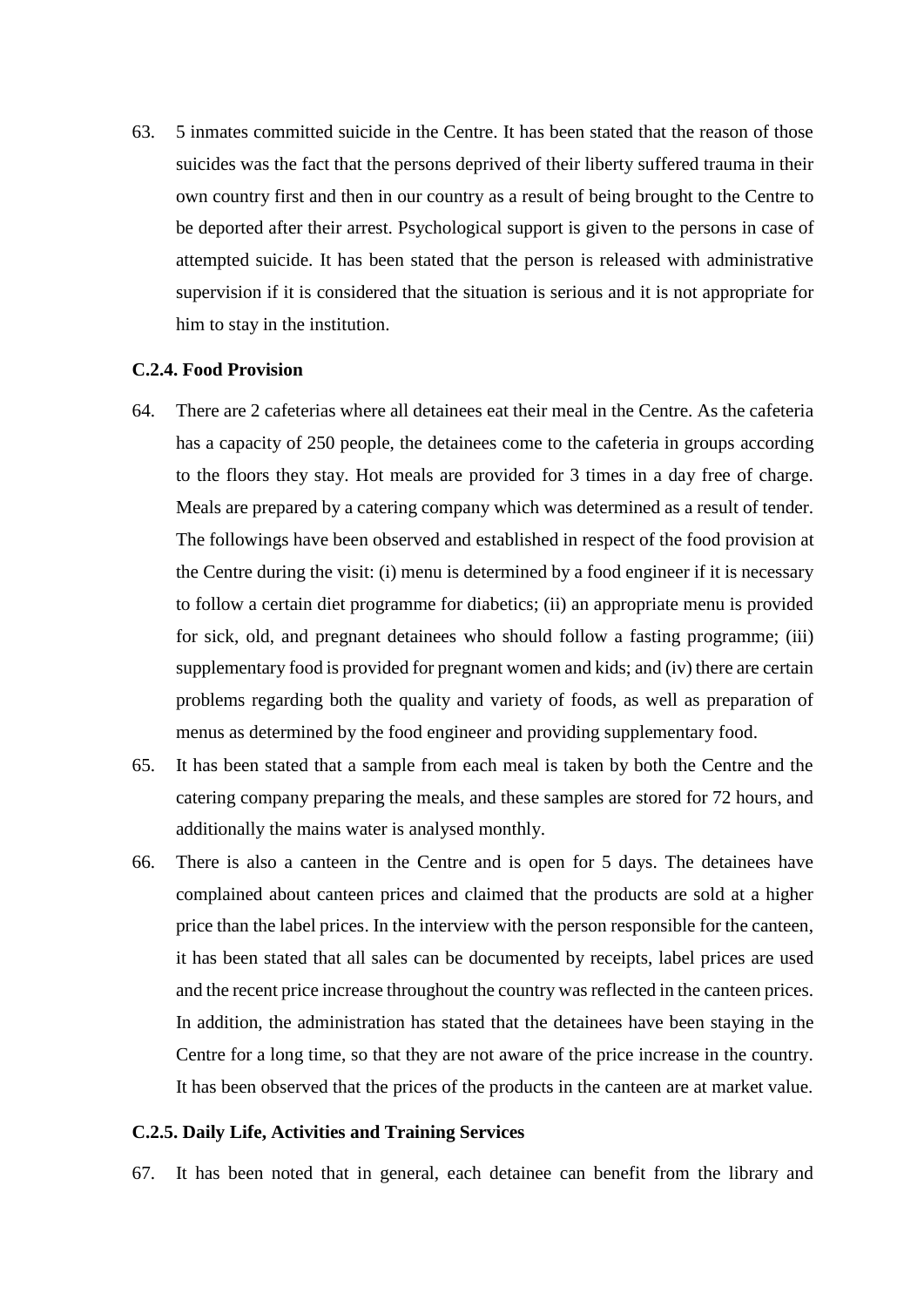63. 5 inmates committed suicide in the Centre. It has been stated that the reason of those suicides was the fact that the persons deprived of their liberty suffered trauma in their own country first and then in our country as a result of being brought to the Centre to be deported after their arrest. Psychological support is given to the persons in case of attempted suicide. It has been stated that the person is released with administrative supervision if it is considered that the situation is serious and it is not appropriate for him to stay in the institution.

### C.2.4. Food Provision

64. There are 2 cafeterias where all detainees eat their meal in the Centre. As the cafeteria has a capacity of 250 people, the detainees come to the cafeteria in groups according to the floors they stay. Hot meals are provided for 3 times in a day free of charge. Meals are prepared by a catering company which was determined as a result of tender. The followings have been observed and established in respect of the food provision at the Centre during the visit: (i) menu is determined by a food engineer if it is necessary to follow a certain diet programme for diabetics; (ii) an appropriate menu is provided for sick, old, and pregnant detainees who should follow a fasting programme; (iii) supplementary food is provided for pregnant women and kids; and (iv) there are certain problems regarding both the quality and variety of foods, as well as preparation of menus as determined by the food engineer and providing supplementary food.

65. It has been stated that a sample from each meal is taken by both the Centre and the catering company preparing the meals, and these samples are stored for 72 hours, and additionally the mains water is analysed monthly.

66. There is also a canteen in the Centre and is open for 5 days. The detainees have complained about canteen prices and claimed that the products are sold at a higher price than the label prices. In the interview with the person responsible for the canteen, it has been stated that all sales can be documented by receipts, label prices are used and the recent price increase throughout the country was reflected in the canteen prices. In addition, the administration has stated that the detainees have been staying in the Centre for a long time, so that they are not aware of the price increase in the country. It has been observed that the prices of the products in the canteen are at market value.

### C.2.5. Daily Life, Activities and Training Services

67. It has been noted that in general, each detainee can benefit from the library and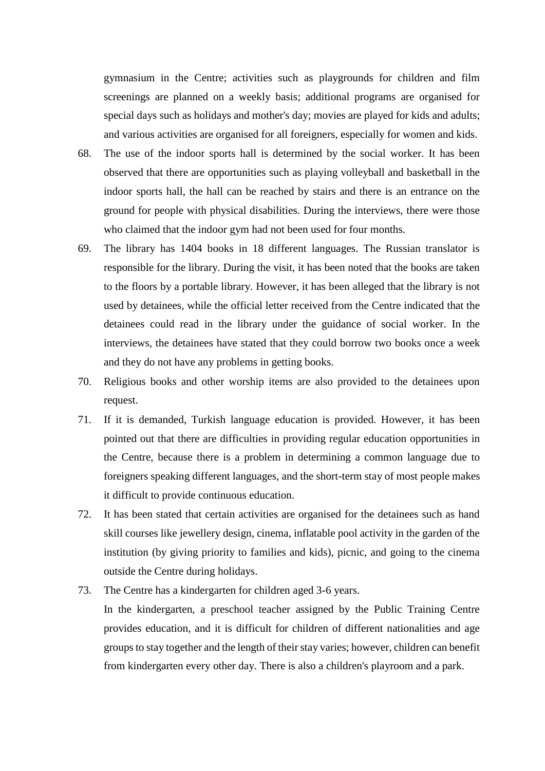gymnasium in the Centre; activities such as playgrounds for children and film screenings are planned on a weekly basis; additional programs are organised for special days such as holidays and mother's day; movies are played for kids and adults; and various activities are organised for all foreigners, especially for women and kids.

68. The use of the indoor sports hall is determined by the social worker. It has been observed that there are opportunities such as playing volleyball and basketball in the indoor sports hall, the hall can be reached by stairs and there is an entrance on the ground for people with physical disabilities. During the interviews, there were those who claimed that the indoor gym had not been used for four months.

69. The library has 1404 books in 18 different languages. The Russian translator is responsible for the library. During the visit, it has been noted that the books are taken to the floors by a portable library. However, it has been alleged that the library is not used by detainees, while the official letter received from the Centre indicated that the detainees could read in the library under the guidance of social worker. In the interviews, the detainees have stated that they could borrow two books once a week and they do not have any problems in getting books.

70. Religious books and other worship items are also provided to the detainees upon request.

71. If it is demanded, Turkish language education is provided. However, it has been pointed out that there are difficulties in providing regular education opportunities in the Centre, because there is a problem in determining a common language due to foreigners speaking different languages, and the short-term stay of most people makes it difficult to provide continuous education.

72. It has been stated that certain activities are organised for the detainees such as hand skill courses like jewellery design, cinema, inflatable pool activity in the garden of the institution (by giving priority to families and kids), picnic, and going to the cinema outside the Centre during holidays.

73. The Centre has a kindergarten for children aged 3-6 years.
In the kindergarten, a preschool teacher assigned by the Public Training Centre provides education, and it is difficult for children of different nationalities and age groups to stay together and the length of their stay varies; however, children can benefit from kindergarten every other day. There is also a children's playroom and a park.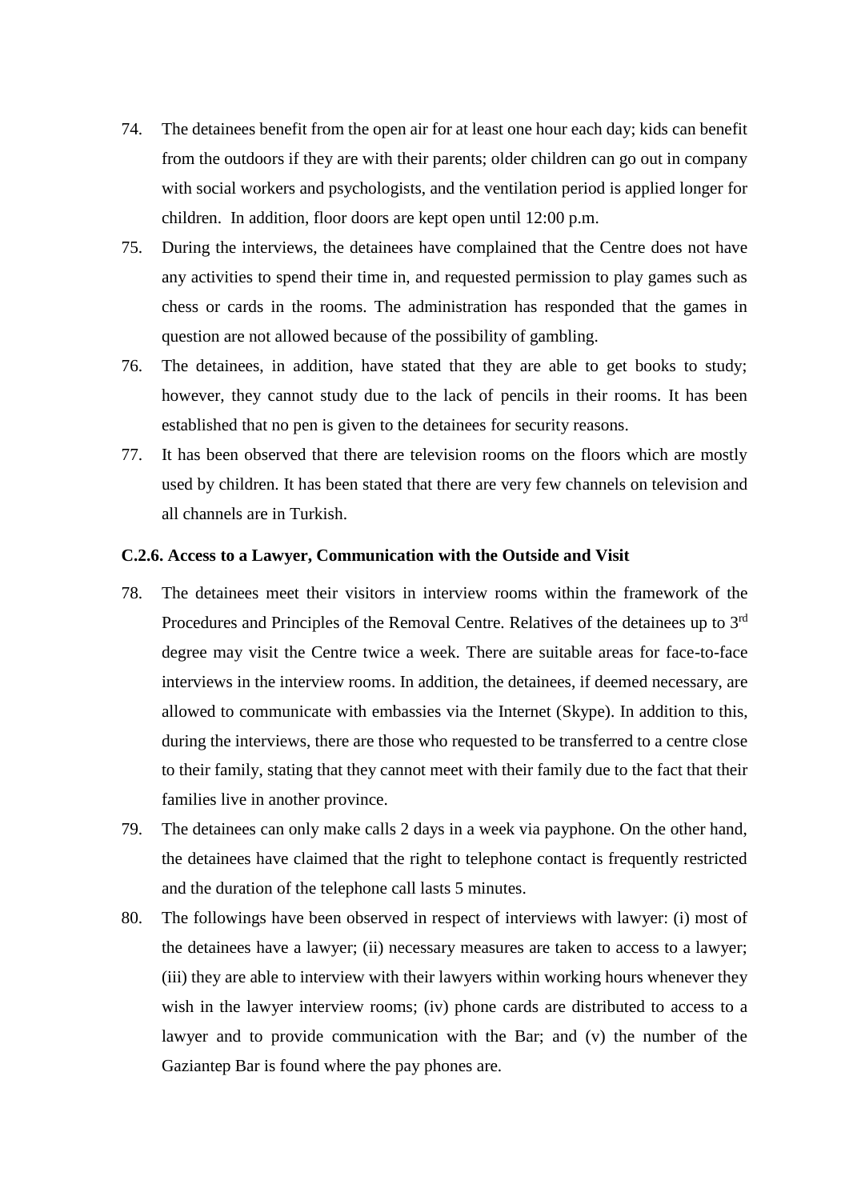74. The detainees benefit from the open air for at least one hour each day; kids can benefit from the outdoors if they are with their parents; older children can go out in company with social workers and psychologists, and the ventilation period is applied longer for children. In addition, floor doors are kept open until 12:00 p.m.
75. During the interviews, the detainees have complained that the Centre does not have any activities to spend their time in, and requested permission to play games such as chess or cards in the rooms. The administration has responded that the games in question are not allowed because of the possibility of gambling.
76. The detainees, in addition, have stated that they are able to get books to study; however, they cannot study due to the lack of pencils in their rooms. It has been established that no pen is given to the detainees for security reasons.
77. It has been observed that there are television rooms on the floors which are mostly used by children. It has been stated that there are very few channels on television and all channels are in Turkish.

**C.2.6. Access to a Lawyer, Communication with the Outside and Visit**

78. The detainees meet their visitors in interview rooms within the framework of the Procedures and Principles of the Removal Centre. Relatives of the detainees up to 3rd degree may visit the Centre twice a week. There are suitable areas for face-to-face interviews in the interview rooms. In addition, the detainees, if deemed necessary, are allowed to communicate with embassies via the Internet (Skype). In addition to this, during the interviews, there are those who requested to be transferred to a centre close to their family, stating that they cannot meet with their family due to the fact that their families live in another province.
79. The detainees can only make calls 2 days in a week via payphone. On the other hand, the detainees have claimed that the right to telephone contact is frequently restricted and the duration of the telephone call lasts 5 minutes.
80. The followings have been observed in respect of interviews with lawyer: (i) most of the detainees have a lawyer; (ii) necessary measures are taken to access to a lawyer; (iii) they are able to interview with their lawyers within working hours whenever they wish in the lawyer interview rooms; (iv) phone cards are distributed to access to a lawyer and to provide communication with the Bar; and (v) the number of the Gaziantep Bar is found where the pay phones are.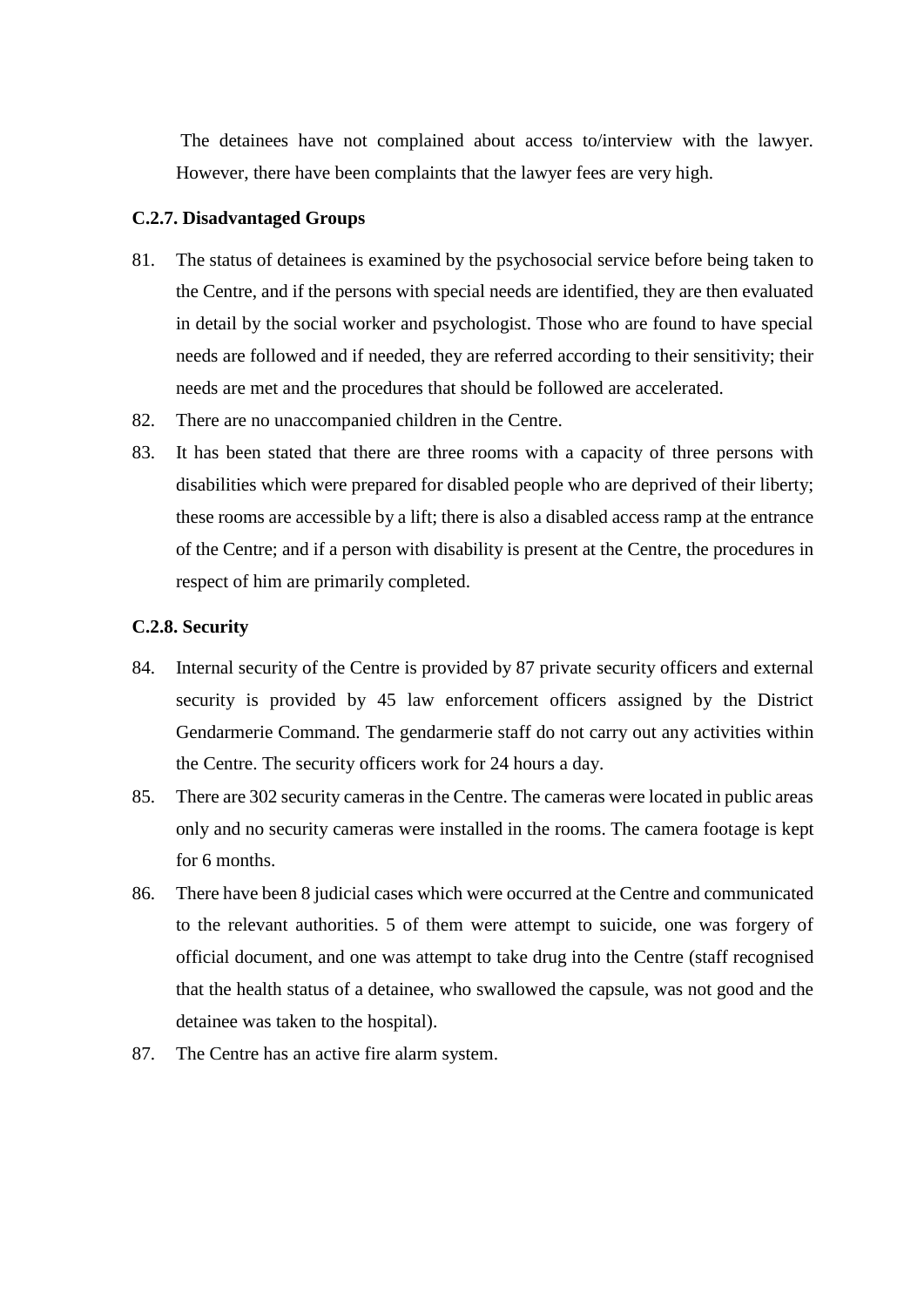The detainees have not complained about access to/interview with the lawyer. However, there have been complaints that the lawyer fees are very high.

### C.2.7. Disadvantaged Groups

81. The status of detainees is examined by the psychosocial service before being taken to the Centre, and if the persons with special needs are identified, they are then evaluated in detail by the social worker and psychologist. Those who are found to have special needs are followed and if needed, they are referred according to their sensitivity; their needs are met and the procedures that should be followed are accelerated.
82. There are no unaccompanied children in the Centre.
83. It has been stated that there are three rooms with a capacity of three persons with disabilities which were prepared for disabled people who are deprived of their liberty; these rooms are accessible by a lift; there is also a disabled access ramp at the entrance of the Centre; and if a person with disability is present at the Centre, the procedures in respect of him are primarily completed.

### C.2.8. Security

84. Internal security of the Centre is provided by 87 private security officers and external security is provided by 45 law enforcement officers assigned by the District Gendarmerie Command. The gendarmerie staff do not carry out any activities within the Centre. The security officers work for 24 hours a day.
85. There are 302 security cameras in the Centre. The cameras were located in public areas only and no security cameras were installed in the rooms. The camera footage is kept for 6 months.
86. There have been 8 judicial cases which were occurred at the Centre and communicated to the relevant authorities. 5 of them were attempt to suicide, one was forgery of official document, and one was attempt to take drug into the Centre (staff recognised that the health status of a detainee, who swallowed the capsule, was not good and the detainee was taken to the hospital).
87. The Centre has an active fire alarm system.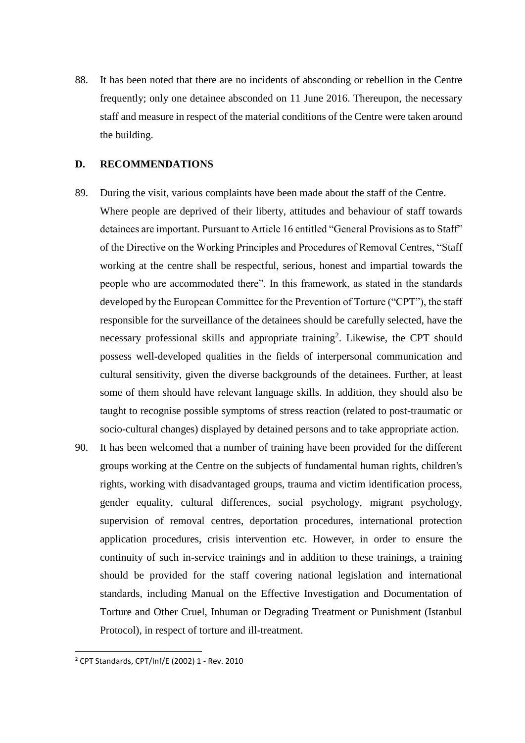88. It has been noted that there are no incidents of absconding or rebellion in the Centre frequently; only one detainee absconded on 11 June 2016. Thereupon, the necessary staff and measure in respect of the material conditions of the Centre were taken around the building.

## D. RECOMMENDATIONS

89. During the visit, various complaints have been made about the staff of the Centre. Where people are deprived of their liberty, attitudes and behaviour of staff towards detainees are important. Pursuant to Article 16 entitled "General Provisions as to Staff" of the Directive on the Working Principles and Procedures of Removal Centres, "Staff working at the centre shall be respectful, serious, honest and impartial towards the people who are accommodated there". In this framework, as stated in the standards developed by the European Committee for the Prevention of Torture ("CPT"), the staff responsible for the surveillance of the detainees should be carefully selected, have the necessary professional skills and appropriate training[2]. Likewise, the CPT should possess well-developed qualities in the fields of interpersonal communication and cultural sensitivity, given the diverse backgrounds of the detainees. Further, at least some of them should have relevant language skills. In addition, they should also be taught to recognise possible symptoms of stress reaction (related to post-traumatic or socio-cultural changes) displayed by detained persons and to take appropriate action.

90. It has been welcomed that a number of training have been provided for the different groups working at the Centre on the subjects of fundamental human rights, children's rights, working with disadvantaged groups, trauma and victim identification process, gender equality, cultural differences, social psychology, migrant psychology, supervision of removal centres, deportation procedures, international protection application procedures, crisis intervention etc. However, in order to ensure the continuity of such in-service trainings and in addition to these trainings, a training should be provided for the staff covering national legislation and international standards, including Manual on the Effective Investigation and Documentation of Torture and Other Cruel, Inhuman or Degrading Treatment or Punishment (Istanbul Protocol), in respect of torture and ill-treatment.

---

[2] CPT Standards, CPT/Inf/E (2002) 1 - Rev. 2010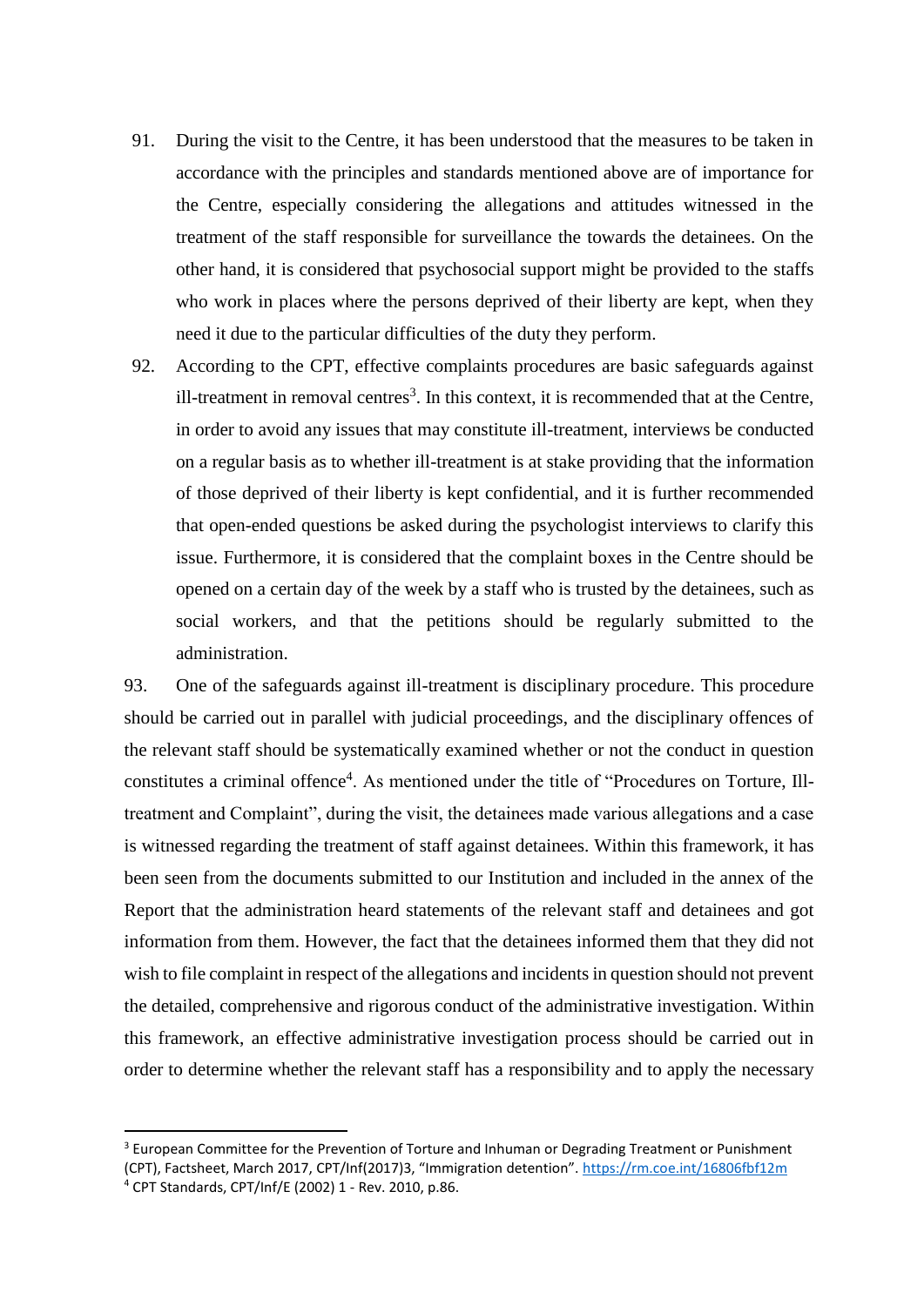91. During the visit to the Centre, it has been understood that the measures to be taken in accordance with the principles and standards mentioned above are of importance for the Centre, especially considering the allegations and attitudes witnessed in the treatment of the staff responsible for surveillance the towards the detainees. On the other hand, it is considered that psychosocial support might be provided to the staffs who work in places where the persons deprived of their liberty are kept, when they need it due to the particular difficulties of the duty they perform.

92. According to the CPT, effective complaints procedures are basic safeguards against ill-treatment in removal centres[3]. In this context, it is recommended that at the Centre, in order to avoid any issues that may constitute ill-treatment, interviews be conducted on a regular basis as to whether ill-treatment is at stake providing that the information of those deprived of their liberty is kept confidential, and it is further recommended that open-ended questions be asked during the psychologist interviews to clarify this issue. Furthermore, it is considered that the complaint boxes in the Centre should be opened on a certain day of the week by a staff who is trusted by the detainees, such as social workers, and that the petitions should be regularly submitted to the administration.

93. One of the safeguards against ill-treatment is disciplinary procedure. This procedure should be carried out in parallel with judicial proceedings, and the disciplinary offences of the relevant staff should be systematically examined whether or not the conduct in question constitutes a criminal offence[4]. As mentioned under the title of "Procedures on Torture, Ill-treatment and Complaint", during the visit, the detainees made various allegations and a case is witnessed regarding the treatment of staff against detainees. Within this framework, it has been seen from the documents submitted to our Institution and included in the annex of the Report that the administration heard statements of the relevant staff and detainees and got information from them. However, the fact that the detainees informed them that they did not wish to file complaint in respect of the allegations and incidents in question should not prevent the detailed, comprehensive and rigorous conduct of the administrative investigation. Within this framework, an effective administrative investigation process should be carried out in order to determine whether the relevant staff has a responsibility and to apply the necessary

---

[3] European Committee for the Prevention of Torture and Inhuman or Degrading Treatment or Punishment (CPT), Factsheet, March 2017, CPT/Inf(2017)3, "Immigration detention". https://rm.coe.int/16806fbf12m

[4] CPT Standards, CPT/Inf/E (2002) 1 - Rev. 2010, p.86.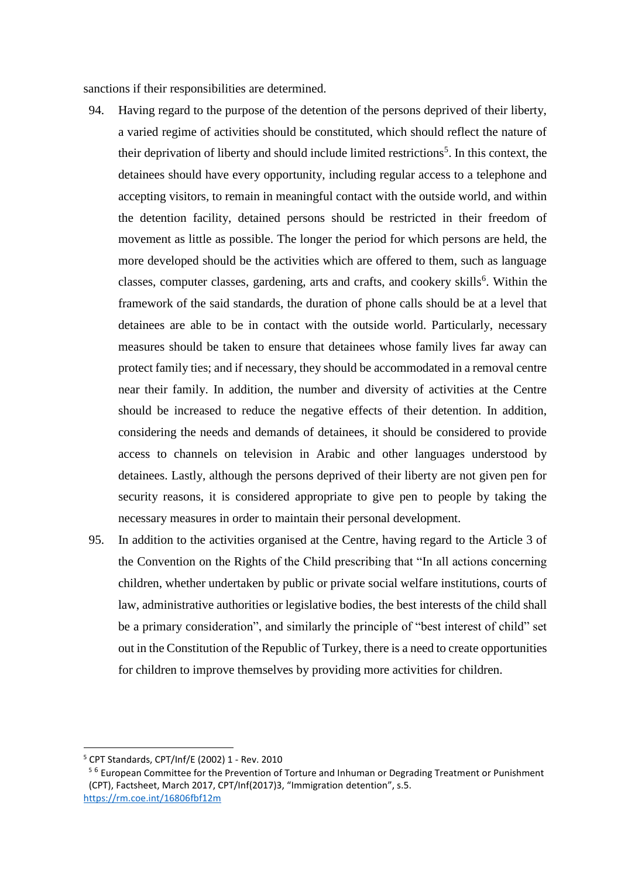sanctions if their responsibilities are determined.

94. Having regard to the purpose of the detention of the persons deprived of their liberty, a varied regime of activities should be constituted, which should reflect the nature of their deprivation of liberty and should include limited restrictions[5]. In this context, the detainees should have every opportunity, including regular access to a telephone and accepting visitors, to remain in meaningful contact with the outside world, and within the detention facility, detained persons should be restricted in their freedom of movement as little as possible. The longer the period for which persons are held, the more developed should be the activities which are offered to them, such as language classes, computer classes, gardening, arts and crafts, and cookery skills[6]. Within the framework of the said standards, the duration of phone calls should be at a level that detainees are able to be in contact with the outside world. Particularly, necessary measures should be taken to ensure that detainees whose family lives far away can protect family ties; and if necessary, they should be accommodated in a removal centre near their family. In addition, the number and diversity of activities at the Centre should be increased to reduce the negative effects of their detention. In addition, considering the needs and demands of detainees, it should be considered to provide access to channels on television in Arabic and other languages understood by detainees. Lastly, although the persons deprived of their liberty are not given pen for security reasons, it is considered appropriate to give pen to people by taking the necessary measures in order to maintain their personal development.

95. In addition to the activities organised at the Centre, having regard to the Article 3 of the Convention on the Rights of the Child prescribing that "In all actions concerning children, whether undertaken by public or private social welfare institutions, courts of law, administrative authorities or legislative bodies, the best interests of the child shall be a primary consideration", and similarly the principle of "best interest of child" set out in the Constitution of the Republic of Turkey, there is a need to create opportunities for children to improve themselves by providing more activities for children.

---

[5] CPT Standards, CPT/Inf/E (2002) 1 - Rev. 2010

[5] [6] European Committee for the Prevention of Torture and Inhuman or Degrading Treatment or Punishment (CPT), Factsheet, March 2017, CPT/Inf(2017)3, "Immigration detention", s.5. https://rm.coe.int/16806fbf12m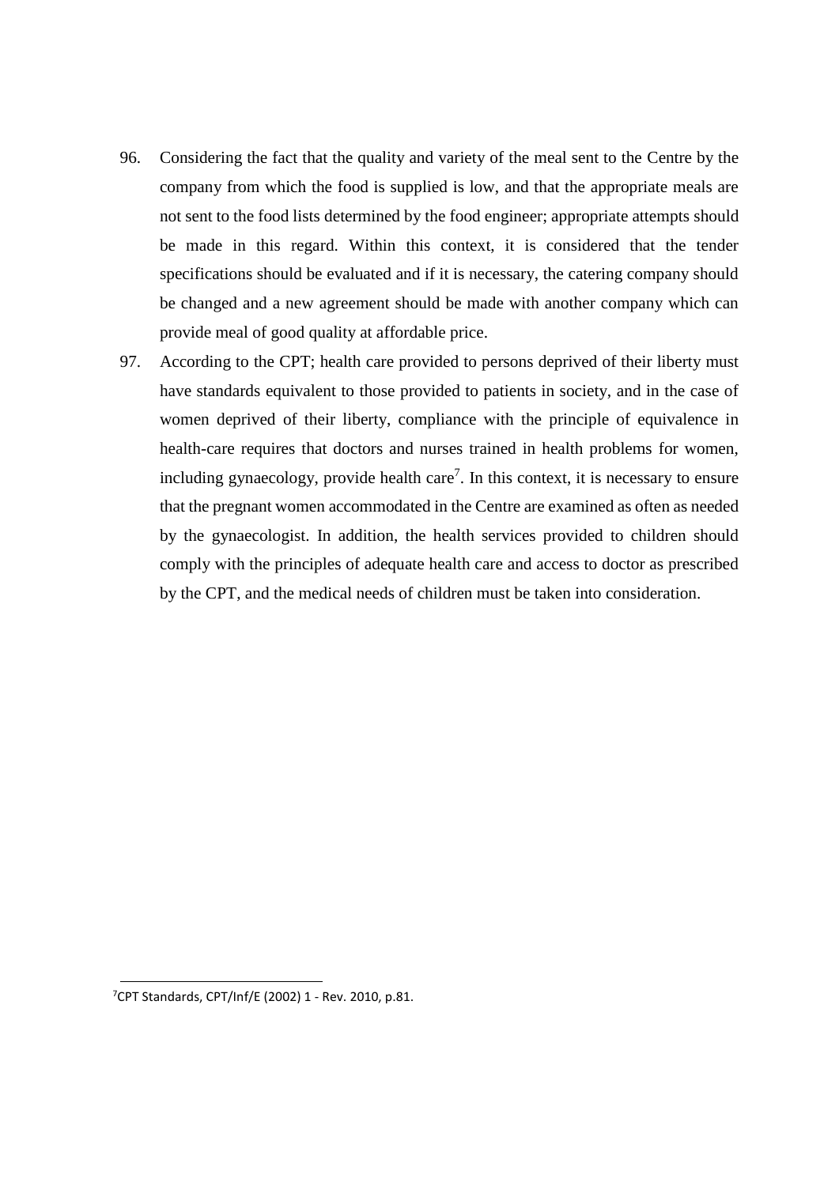96. Considering the fact that the quality and variety of the meal sent to the Centre by the company from which the food is supplied is low, and that the appropriate meals are not sent to the food lists determined by the food engineer; appropriate attempts should be made in this regard. Within this context, it is considered that the tender specifications should be evaluated and if it is necessary, the catering company should be changed and a new agreement should be made with another company which can provide meal of good quality at affordable price.

97. According to the CPT; health care provided to persons deprived of their liberty must have standards equivalent to those provided to patients in society, and in the case of women deprived of their liberty, compliance with the principle of equivalence in health-care requires that doctors and nurses trained in health problems for women, including gynaecology, provide health care[7]. In this context, it is necessary to ensure that the pregnant women accommodated in the Centre are examined as often as needed by the gynaecologist. In addition, the health services provided to children should comply with the principles of adequate health care and access to doctor as prescribed by the CPT, and the medical needs of children must be taken into consideration.

[7] CPT Standards, CPT/Inf/E (2002) 1 - Rev. 2010, p.81.